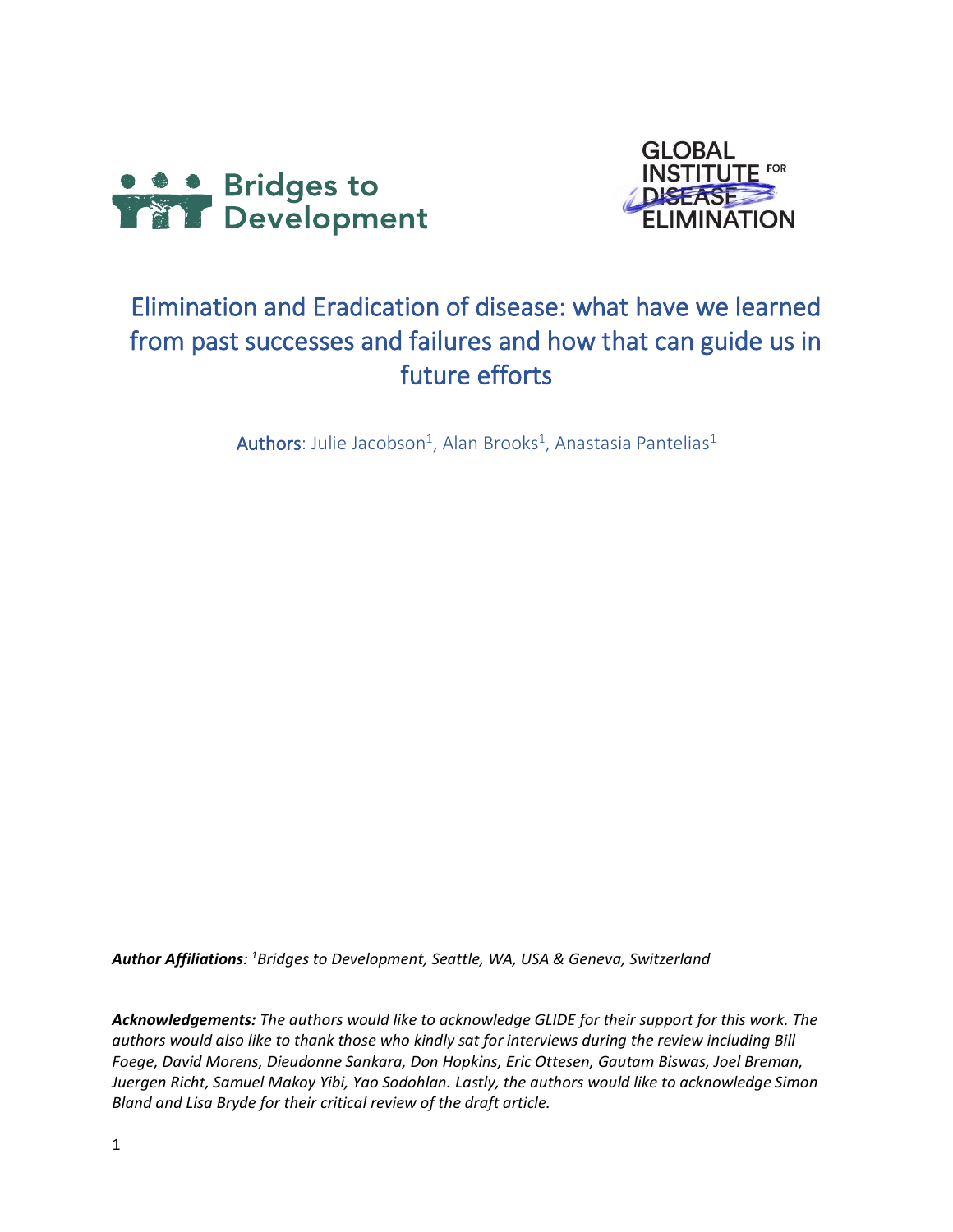Bridges to Development

GLOBAL INSTITUTE FOR DISEASE ELIMINATION

# Elimination and Eradication of disease: what have we learned from past successes and failures and how that can guide us in future efforts

**Authors**: Julie Jacobson[1], Alan Brooks[1], Anastasia Pantelias[1]

***Author Affiliations**: [1]Bridges to Development, Seattle, WA, USA & Geneva, Switzerland*

***Acknowledgements:** The authors would like to acknowledge GLIDE for their support for this work. The authors would also like to thank those who kindly sat for interviews during the review including Bill Foege, David Morens, Dieudonne Sankara, Don Hopkins, Eric Ottesen, Gautam Biswas, Joel Breman, Juergen Richt, Samuel Makoy Yibi, Yao Sodohlan. Lastly, the authors would like to acknowledge Simon Bland and Lisa Bryde for their critical review of the draft article.*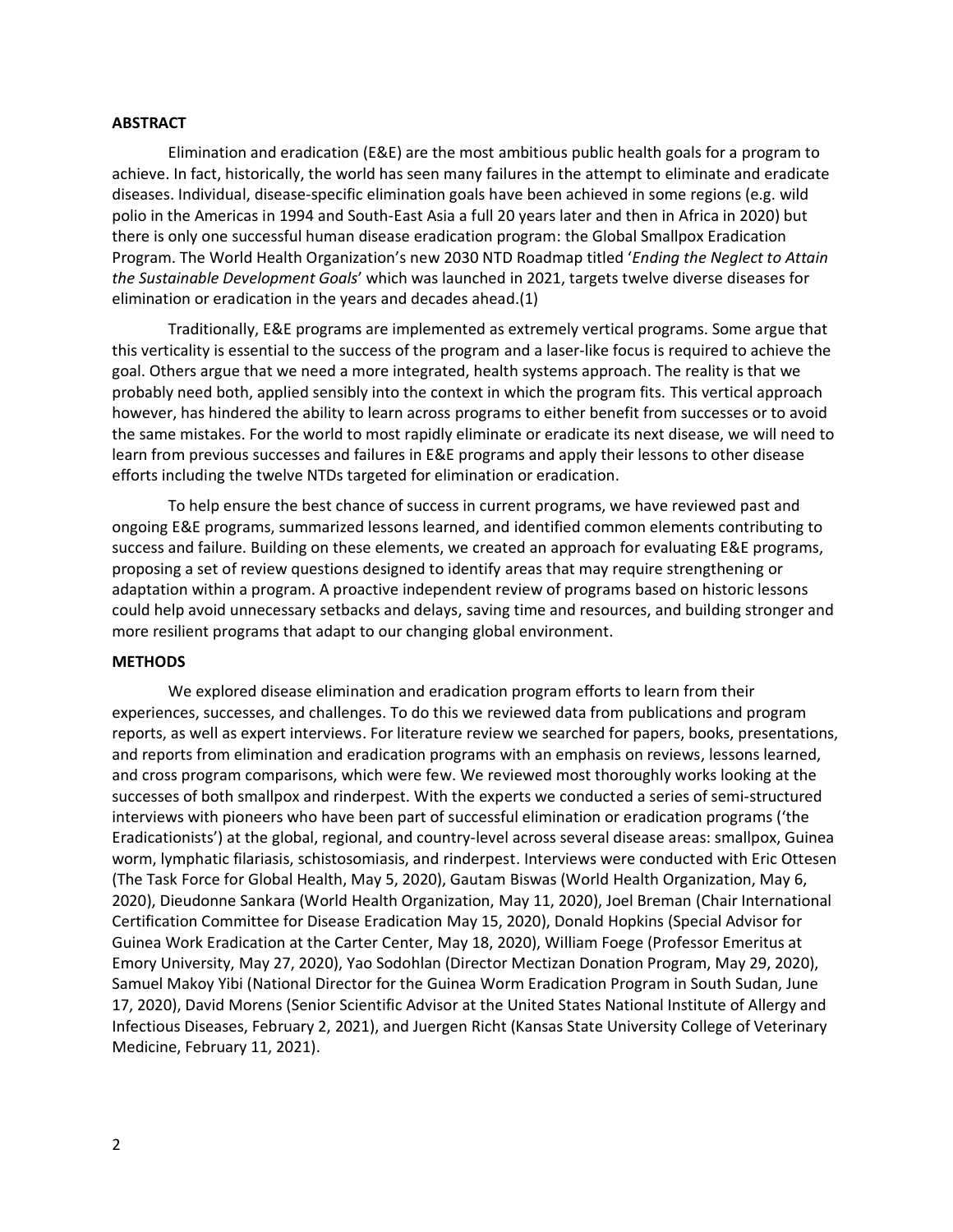## ABSTRACT

Elimination and eradication (E&E) are the most ambitious public health goals for a program to achieve. In fact, historically, the world has seen many failures in the attempt to eliminate and eradicate diseases. Individual, disease-specific elimination goals have been achieved in some regions (e.g. wild polio in the Americas in 1994 and South-East Asia a full 20 years later and then in Africa in 2020) but there is only one successful human disease eradication program: the Global Smallpox Eradication Program. The World Health Organization's new 2030 NTD Roadmap titled '*Ending the Neglect to Attain the Sustainable Development Goals*' which was launched in 2021, targets twelve diverse diseases for elimination or eradication in the years and decades ahead.(1)

Traditionally, E&E programs are implemented as extremely vertical programs. Some argue that this verticality is essential to the success of the program and a laser-like focus is required to achieve the goal. Others argue that we need a more integrated, health systems approach. The reality is that we probably need both, applied sensibly into the context in which the program fits. This vertical approach however, has hindered the ability to learn across programs to either benefit from successes or to avoid the same mistakes. For the world to most rapidly eliminate or eradicate its next disease, we will need to learn from previous successes and failures in E&E programs and apply their lessons to other disease efforts including the twelve NTDs targeted for elimination or eradication.

To help ensure the best chance of success in current programs, we have reviewed past and ongoing E&E programs, summarized lessons learned, and identified common elements contributing to success and failure. Building on these elements, we created an approach for evaluating E&E programs, proposing a set of review questions designed to identify areas that may require strengthening or adaptation within a program. A proactive independent review of programs based on historic lessons could help avoid unnecessary setbacks and delays, saving time and resources, and building stronger and more resilient programs that adapt to our changing global environment.

## METHODS

We explored disease elimination and eradication program efforts to learn from their experiences, successes, and challenges. To do this we reviewed data from publications and program reports, as well as expert interviews. For literature review we searched for papers, books, presentations, and reports from elimination and eradication programs with an emphasis on reviews, lessons learned, and cross program comparisons, which were few. We reviewed most thoroughly works looking at the successes of both smallpox and rinderpest. With the experts we conducted a series of semi-structured interviews with pioneers who have been part of successful elimination or eradication programs ('the Eradicationists') at the global, regional, and country-level across several disease areas: smallpox, Guinea worm, lymphatic filariasis, schistosomiasis, and rinderpest. Interviews were conducted with Eric Ottesen (The Task Force for Global Health, May 5, 2020), Gautam Biswas (World Health Organization, May 6, 2020), Dieudonne Sankara (World Health Organization, May 11, 2020), Joel Breman (Chair International Certification Committee for Disease Eradication May 15, 2020), Donald Hopkins (Special Advisor for Guinea Work Eradication at the Carter Center, May 18, 2020), William Foege (Professor Emeritus at Emory University, May 27, 2020), Yao Sodohlan (Director Mectizan Donation Program, May 29, 2020), Samuel Makoy Yibi (National Director for the Guinea Worm Eradication Program in South Sudan, June 17, 2020), David Morens (Senior Scientific Advisor at the United States National Institute of Allergy and Infectious Diseases, February 2, 2021), and Juergen Richt (Kansas State University College of Veterinary Medicine, February 11, 2021).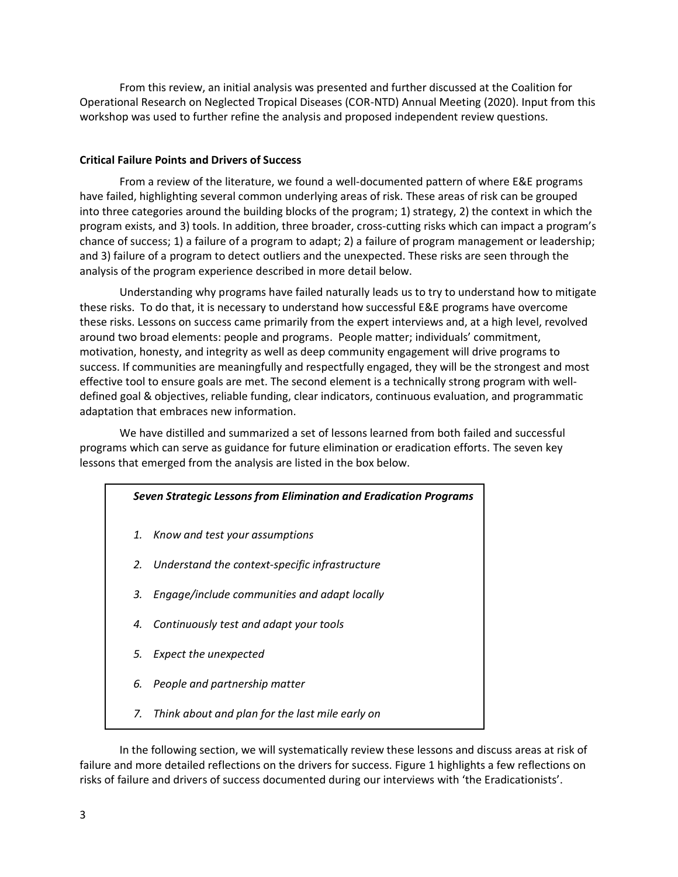From this review, an initial analysis was presented and further discussed at the Coalition for Operational Research on Neglected Tropical Diseases (COR-NTD) Annual Meeting (2020). Input from this workshop was used to further refine the analysis and proposed independent review questions.

**Critical Failure Points and Drivers of Success**

From a review of the literature, we found a well-documented pattern of where E&E programs have failed, highlighting several common underlying areas of risk. These areas of risk can be grouped into three categories around the building blocks of the program; 1) strategy, 2) the context in which the program exists, and 3) tools. In addition, three broader, cross-cutting risks which can impact a program's chance of success; 1) a failure of a program to adapt; 2) a failure of program management or leadership; and 3) failure of a program to detect outliers and the unexpected. These risks are seen through the analysis of the program experience described in more detail below.

Understanding why programs have failed naturally leads us to try to understand how to mitigate these risks. To do that, it is necessary to understand how successful E&E programs have overcome these risks. Lessons on success came primarily from the expert interviews and, at a high level, revolved around two broad elements: people and programs. People matter; individuals' commitment, motivation, honesty, and integrity as well as deep community engagement will drive programs to success. If communities are meaningfully and respectfully engaged, they will be the strongest and most effective tool to ensure goals are met. The second element is a technically strong program with well-defined goal & objectives, reliable funding, clear indicators, continuous evaluation, and programmatic adaptation that embraces new information.

We have distilled and summarized a set of lessons learned from both failed and successful programs which can serve as guidance for future elimination or eradication efforts. The seven key lessons that emerged from the analysis are listed in the box below.

***Seven Strategic Lessons from Elimination and Eradication Programs***

1. *Know and test your assumptions*
2. *Understand the context-specific infrastructure*
3. *Engage/include communities and adapt locally*
4. *Continuously test and adapt your tools*
5. *Expect the unexpected*
6. *People and partnership matter*
7. *Think about and plan for the last mile early on*

In the following section, we will systematically review these lessons and discuss areas at risk of failure and more detailed reflections on the drivers for success. Figure 1 highlights a few reflections on risks of failure and drivers of success documented during our interviews with 'the Eradicationists'.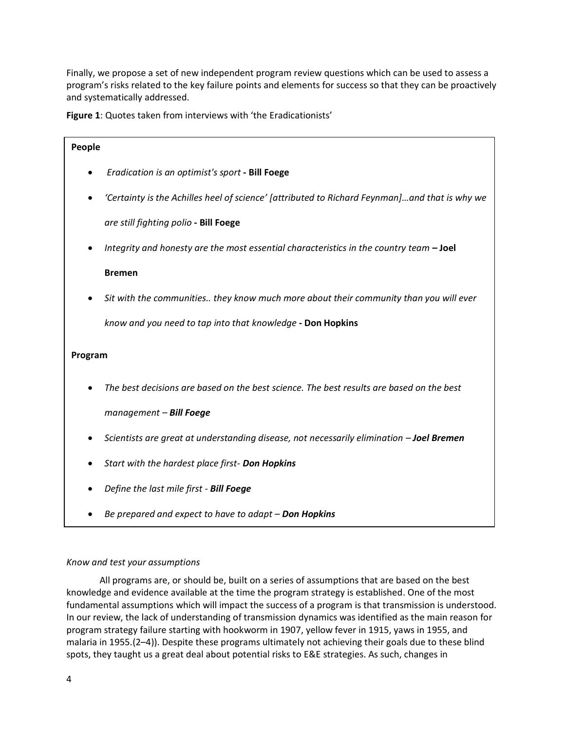Finally, we propose a set of new independent program review questions which can be used to assess a program's risks related to the key failure points and elements for success so that they can be proactively and systematically addressed.

**Figure 1**: Quotes taken from interviews with 'the Eradicationists'

**People**

- *Eradication is an optimist's sport* **- Bill Foege**
- *'Certainty is the Achilles heel of science' [attributed to Richard Feynman]…and that is why we are still fighting polio* **- Bill Foege**
- *Integrity and honesty are the most essential characteristics in the country team* **– Joel Bremen**
- *Sit with the communities.. they know much more about their community than you will ever know and you need to tap into that knowledge* **- Don Hopkins**

**Program**

- *The best decisions are based on the best science. The best results are based on the best management – **Bill Foege***
- *Scientists are great at understanding disease, not necessarily elimination – **Joel Bremen***
- *Start with the hardest place first- **Don Hopkins***
- *Define the last mile first - **Bill Foege***
- *Be prepared and expect to have to adapt – **Don Hopkins***

*Know and test your assumptions*

All programs are, or should be, built on a series of assumptions that are based on the best knowledge and evidence available at the time the program strategy is established. One of the most fundamental assumptions which will impact the success of a program is that transmission is understood. In our review, the lack of understanding of transmission dynamics was identified as the main reason for program strategy failure starting with hookworm in 1907, yellow fever in 1915, yaws in 1955, and malaria in 1955.(2–4)). Despite these programs ultimately not achieving their goals due to these blind spots, they taught us a great deal about potential risks to E&E strategies. As such, changes in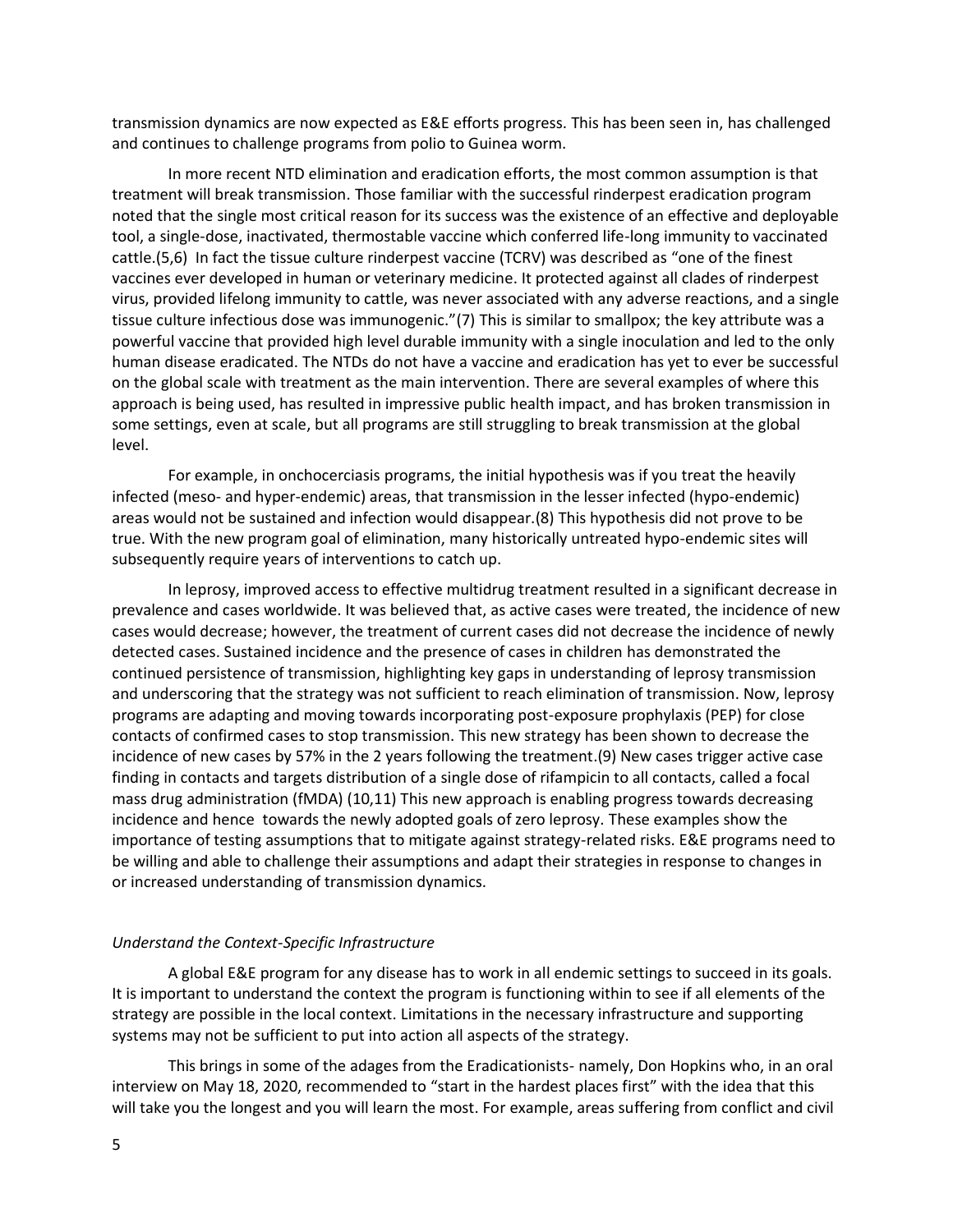transmission dynamics are now expected as E&E efforts progress. This has been seen in, has challenged and continues to challenge programs from polio to Guinea worm.

In more recent NTD elimination and eradication efforts, the most common assumption is that treatment will break transmission. Those familiar with the successful rinderpest eradication program noted that the single most critical reason for its success was the existence of an effective and deployable tool, a single-dose, inactivated, thermostable vaccine which conferred life-long immunity to vaccinated cattle.(5,6) In fact the tissue culture rinderpest vaccine (TCRV) was described as "one of the finest vaccines ever developed in human or veterinary medicine. It protected against all clades of rinderpest virus, provided lifelong immunity to cattle, was never associated with any adverse reactions, and a single tissue culture infectious dose was immunogenic."(7) This is similar to smallpox; the key attribute was a powerful vaccine that provided high level durable immunity with a single inoculation and led to the only human disease eradicated. The NTDs do not have a vaccine and eradication has yet to ever be successful on the global scale with treatment as the main intervention. There are several examples of where this approach is being used, has resulted in impressive public health impact, and has broken transmission in some settings, even at scale, but all programs are still struggling to break transmission at the global level.

For example, in onchocerciasis programs, the initial hypothesis was if you treat the heavily infected (meso- and hyper-endemic) areas, that transmission in the lesser infected (hypo-endemic) areas would not be sustained and infection would disappear.(8) This hypothesis did not prove to be true. With the new program goal of elimination, many historically untreated hypo-endemic sites will subsequently require years of interventions to catch up.

In leprosy, improved access to effective multidrug treatment resulted in a significant decrease in prevalence and cases worldwide. It was believed that, as active cases were treated, the incidence of new cases would decrease; however, the treatment of current cases did not decrease the incidence of newly detected cases. Sustained incidence and the presence of cases in children has demonstrated the continued persistence of transmission, highlighting key gaps in understanding of leprosy transmission and underscoring that the strategy was not sufficient to reach elimination of transmission. Now, leprosy programs are adapting and moving towards incorporating post-exposure prophylaxis (PEP) for close contacts of confirmed cases to stop transmission. This new strategy has been shown to decrease the incidence of new cases by 57% in the 2 years following the treatment.(9) New cases trigger active case finding in contacts and targets distribution of a single dose of rifampicin to all contacts, called a focal mass drug administration (fMDA) (10,11) This new approach is enabling progress towards decreasing incidence and hence towards the newly adopted goals of zero leprosy. These examples show the importance of testing assumptions that to mitigate against strategy-related risks. E&E programs need to be willing and able to challenge their assumptions and adapt their strategies in response to changes in or increased understanding of transmission dynamics.

*Understand the Context-Specific Infrastructure*

A global E&E program for any disease has to work in all endemic settings to succeed in its goals. It is important to understand the context the program is functioning within to see if all elements of the strategy are possible in the local context. Limitations in the necessary infrastructure and supporting systems may not be sufficient to put into action all aspects of the strategy.

This brings in some of the adages from the Eradicationists- namely, Don Hopkins who, in an oral interview on May 18, 2020, recommended to "start in the hardest places first" with the idea that this will take you the longest and you will learn the most. For example, areas suffering from conflict and civil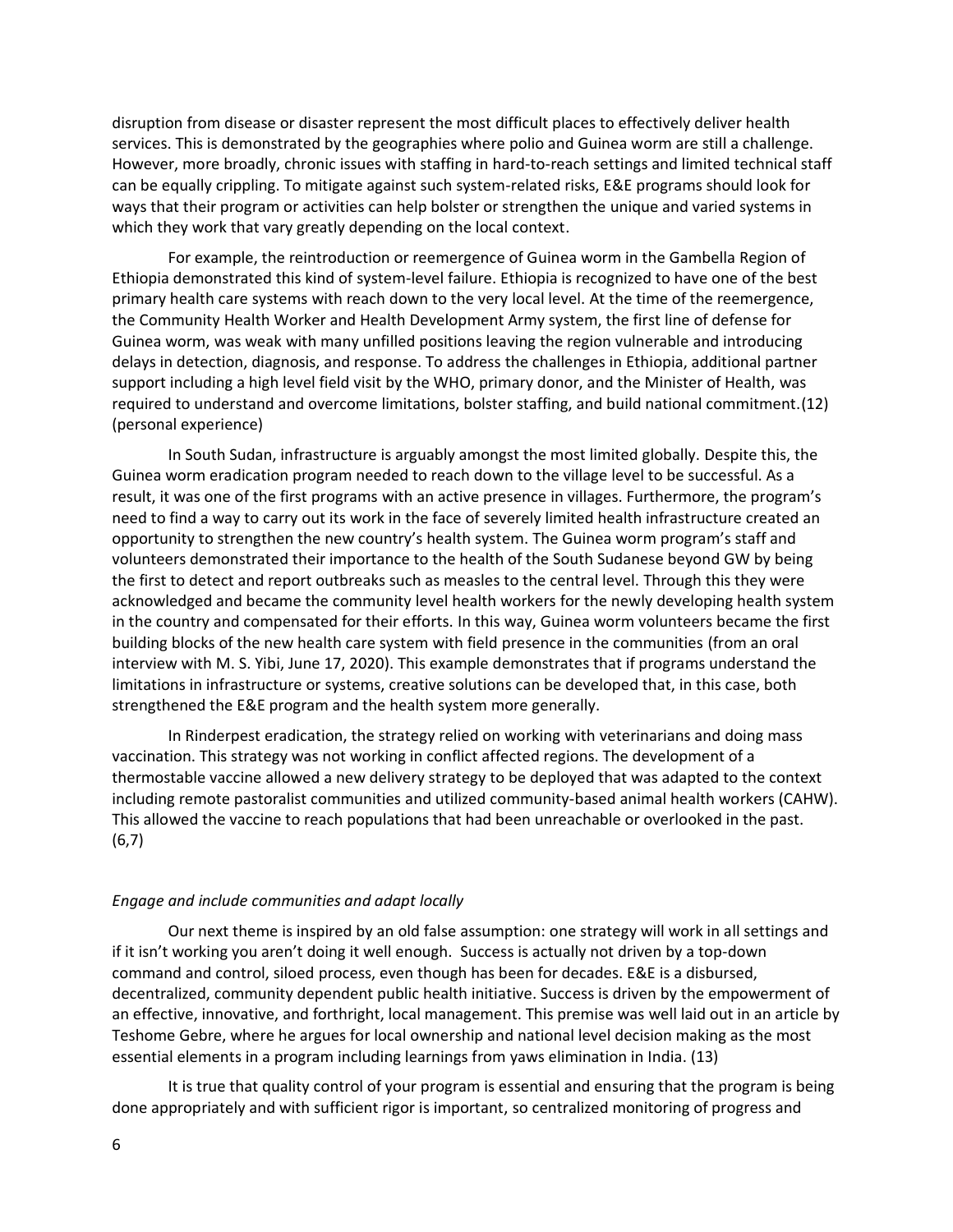disruption from disease or disaster represent the most difficult places to effectively deliver health services. This is demonstrated by the geographies where polio and Guinea worm are still a challenge. However, more broadly, chronic issues with staffing in hard-to-reach settings and limited technical staff can be equally crippling. To mitigate against such system-related risks, E&E programs should look for ways that their program or activities can help bolster or strengthen the unique and varied systems in which they work that vary greatly depending on the local context.

For example, the reintroduction or reemergence of Guinea worm in the Gambella Region of Ethiopia demonstrated this kind of system-level failure. Ethiopia is recognized to have one of the best primary health care systems with reach down to the very local level. At the time of the reemergence, the Community Health Worker and Health Development Army system, the first line of defense for Guinea worm, was weak with many unfilled positions leaving the region vulnerable and introducing delays in detection, diagnosis, and response. To address the challenges in Ethiopia, additional partner support including a high level field visit by the WHO, primary donor, and the Minister of Health, was required to understand and overcome limitations, bolster staffing, and build national commitment.(12) (personal experience)

In South Sudan, infrastructure is arguably amongst the most limited globally. Despite this, the Guinea worm eradication program needed to reach down to the village level to be successful. As a result, it was one of the first programs with an active presence in villages. Furthermore, the program's need to find a way to carry out its work in the face of severely limited health infrastructure created an opportunity to strengthen the new country's health system. The Guinea worm program's staff and volunteers demonstrated their importance to the health of the South Sudanese beyond GW by being the first to detect and report outbreaks such as measles to the central level. Through this they were acknowledged and became the community level health workers for the newly developing health system in the country and compensated for their efforts. In this way, Guinea worm volunteers became the first building blocks of the new health care system with field presence in the communities (from an oral interview with M. S. Yibi, June 17, 2020). This example demonstrates that if programs understand the limitations in infrastructure or systems, creative solutions can be developed that, in this case, both strengthened the E&E program and the health system more generally.

In Rinderpest eradication, the strategy relied on working with veterinarians and doing mass vaccination. This strategy was not working in conflict affected regions. The development of a thermostable vaccine allowed a new delivery strategy to be deployed that was adapted to the context including remote pastoralist communities and utilized community-based animal health workers (CAHW). This allowed the vaccine to reach populations that had been unreachable or overlooked in the past. (6,7)

### *Engage and include communities and adapt locally*

Our next theme is inspired by an old false assumption: one strategy will work in all settings and if it isn't working you aren't doing it well enough. Success is actually not driven by a top-down command and control, siloed process, even though has been for decades. E&E is a disbursed, decentralized, community dependent public health initiative. Success is driven by the empowerment of an effective, innovative, and forthright, local management. This premise was well laid out in an article by Teshome Gebre, where he argues for local ownership and national level decision making as the most essential elements in a program including learnings from yaws elimination in India. (13)

It is true that quality control of your program is essential and ensuring that the program is being done appropriately and with sufficient rigor is important, so centralized monitoring of progress and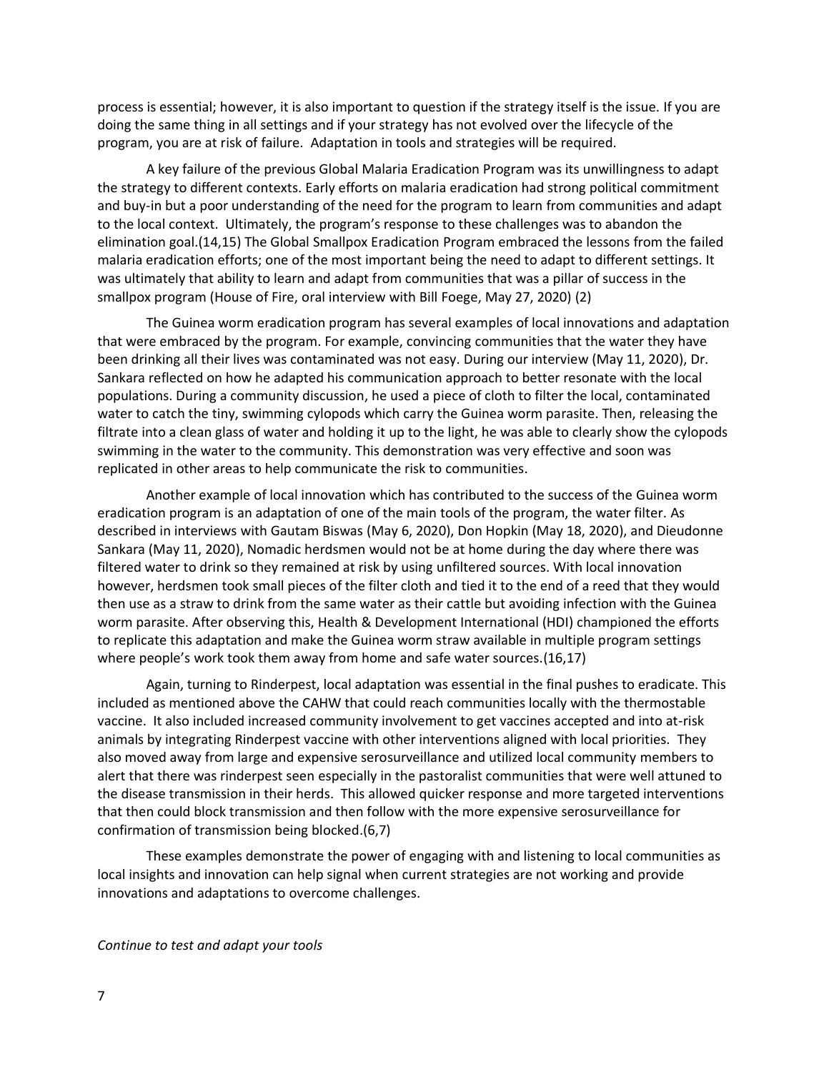process is essential; however, it is also important to question if the strategy itself is the issue. If you are doing the same thing in all settings and if your strategy has not evolved over the lifecycle of the program, you are at risk of failure. Adaptation in tools and strategies will be required.

A key failure of the previous Global Malaria Eradication Program was its unwillingness to adapt the strategy to different contexts. Early efforts on malaria eradication had strong political commitment and buy-in but a poor understanding of the need for the program to learn from communities and adapt to the local context. Ultimately, the program's response to these challenges was to abandon the elimination goal.(14,15) The Global Smallpox Eradication Program embraced the lessons from the failed malaria eradication efforts; one of the most important being the need to adapt to different settings. It was ultimately that ability to learn and adapt from communities that was a pillar of success in the smallpox program (House of Fire, oral interview with Bill Foege, May 27, 2020) (2)

The Guinea worm eradication program has several examples of local innovations and adaptation that were embraced by the program. For example, convincing communities that the water they have been drinking all their lives was contaminated was not easy. During our interview (May 11, 2020), Dr. Sankara reflected on how he adapted his communication approach to better resonate with the local populations. During a community discussion, he used a piece of cloth to filter the local, contaminated water to catch the tiny, swimming cylopods which carry the Guinea worm parasite. Then, releasing the filtrate into a clean glass of water and holding it up to the light, he was able to clearly show the cylopods swimming in the water to the community. This demonstration was very effective and soon was replicated in other areas to help communicate the risk to communities.

Another example of local innovation which has contributed to the success of the Guinea worm eradication program is an adaptation of one of the main tools of the program, the water filter. As described in interviews with Gautam Biswas (May 6, 2020), Don Hopkin (May 18, 2020), and Dieudonne Sankara (May 11, 2020), Nomadic herdsmen would not be at home during the day where there was filtered water to drink so they remained at risk by using unfiltered sources. With local innovation however, herdsmen took small pieces of the filter cloth and tied it to the end of a reed that they would then use as a straw to drink from the same water as their cattle but avoiding infection with the Guinea worm parasite. After observing this, Health & Development International (HDI) championed the efforts to replicate this adaptation and make the Guinea worm straw available in multiple program settings where people's work took them away from home and safe water sources.(16,17)

Again, turning to Rinderpest, local adaptation was essential in the final pushes to eradicate. This included as mentioned above the CAHW that could reach communities locally with the thermostable vaccine. It also included increased community involvement to get vaccines accepted and into at-risk animals by integrating Rinderpest vaccine with other interventions aligned with local priorities. They also moved away from large and expensive serosurveillance and utilized local community members to alert that there was rinderpest seen especially in the pastoralist communities that were well attuned to the disease transmission in their herds. This allowed quicker response and more targeted interventions that then could block transmission and then follow with the more expensive serosurveillance for confirmation of transmission being blocked.(6,7)

These examples demonstrate the power of engaging with and listening to local communities as local insights and innovation can help signal when current strategies are not working and provide innovations and adaptations to overcome challenges.

*Continue to test and adapt your tools*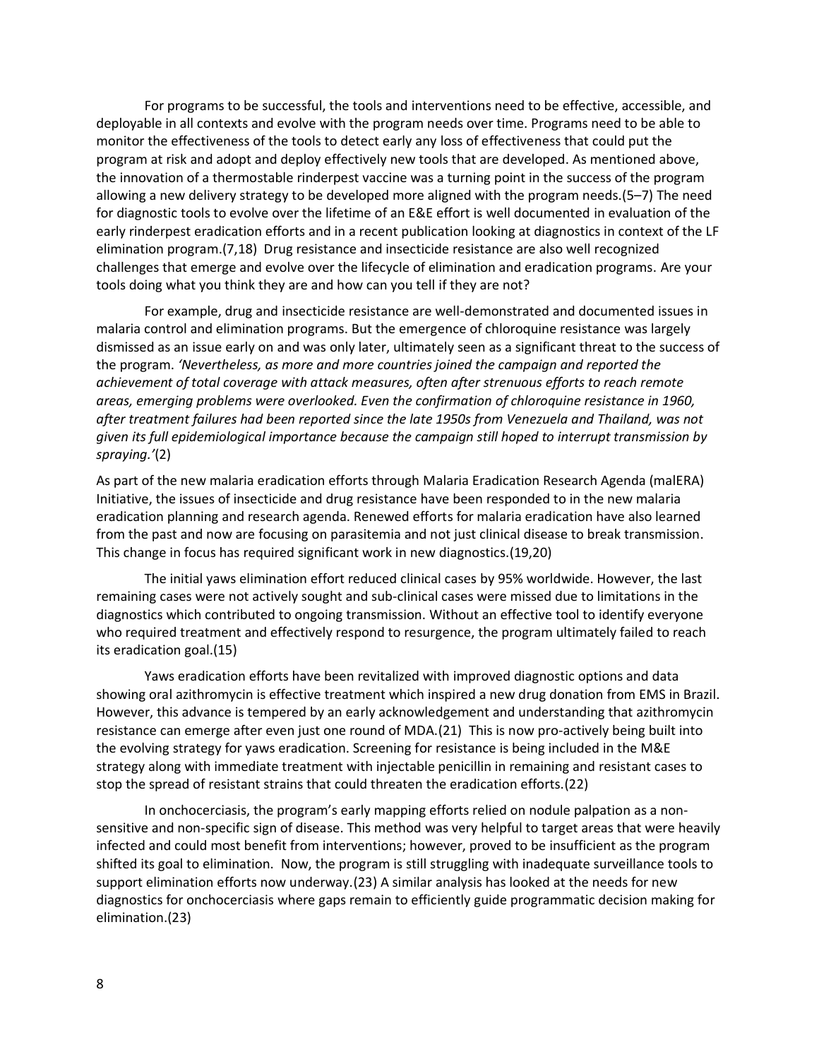For programs to be successful, the tools and interventions need to be effective, accessible, and deployable in all contexts and evolve with the program needs over time. Programs need to be able to monitor the effectiveness of the tools to detect early any loss of effectiveness that could put the program at risk and adopt and deploy effectively new tools that are developed. As mentioned above, the innovation of a thermostable rinderpest vaccine was a turning point in the success of the program allowing a new delivery strategy to be developed more aligned with the program needs.(5–7) The need for diagnostic tools to evolve over the lifetime of an E&E effort is well documented in evaluation of the early rinderpest eradication efforts and in a recent publication looking at diagnostics in context of the LF elimination program.(7,18) Drug resistance and insecticide resistance are also well recognized challenges that emerge and evolve over the lifecycle of elimination and eradication programs. Are your tools doing what you think they are and how can you tell if they are not?

For example, drug and insecticide resistance are well-demonstrated and documented issues in malaria control and elimination programs. But the emergence of chloroquine resistance was largely dismissed as an issue early on and was only later, ultimately seen as a significant threat to the success of the program. *'Nevertheless, as more and more countries joined the campaign and reported the achievement of total coverage with attack measures, often after strenuous efforts to reach remote areas, emerging problems were overlooked. Even the confirmation of chloroquine resistance in 1960, after treatment failures had been reported since the late 1950s from Venezuela and Thailand, was not given its full epidemiological importance because the campaign still hoped to interrupt transmission by spraying.'*(2)

As part of the new malaria eradication efforts through Malaria Eradication Research Agenda (malERA) Initiative, the issues of insecticide and drug resistance have been responded to in the new malaria eradication planning and research agenda. Renewed efforts for malaria eradication have also learned from the past and now are focusing on parasitemia and not just clinical disease to break transmission. This change in focus has required significant work in new diagnostics.(19,20)

The initial yaws elimination effort reduced clinical cases by 95% worldwide. However, the last remaining cases were not actively sought and sub-clinical cases were missed due to limitations in the diagnostics which contributed to ongoing transmission. Without an effective tool to identify everyone who required treatment and effectively respond to resurgence, the program ultimately failed to reach its eradication goal.(15)

Yaws eradication efforts have been revitalized with improved diagnostic options and data showing oral azithromycin is effective treatment which inspired a new drug donation from EMS in Brazil. However, this advance is tempered by an early acknowledgement and understanding that azithromycin resistance can emerge after even just one round of MDA.(21) This is now pro-actively being built into the evolving strategy for yaws eradication. Screening for resistance is being included in the M&E strategy along with immediate treatment with injectable penicillin in remaining and resistant cases to stop the spread of resistant strains that could threaten the eradication efforts.(22)

In onchocerciasis, the program's early mapping efforts relied on nodule palpation as a non-sensitive and non-specific sign of disease. This method was very helpful to target areas that were heavily infected and could most benefit from interventions; however, proved to be insufficient as the program shifted its goal to elimination. Now, the program is still struggling with inadequate surveillance tools to support elimination efforts now underway.(23) A similar analysis has looked at the needs for new diagnostics for onchocerciasis where gaps remain to efficiently guide programmatic decision making for elimination.(23)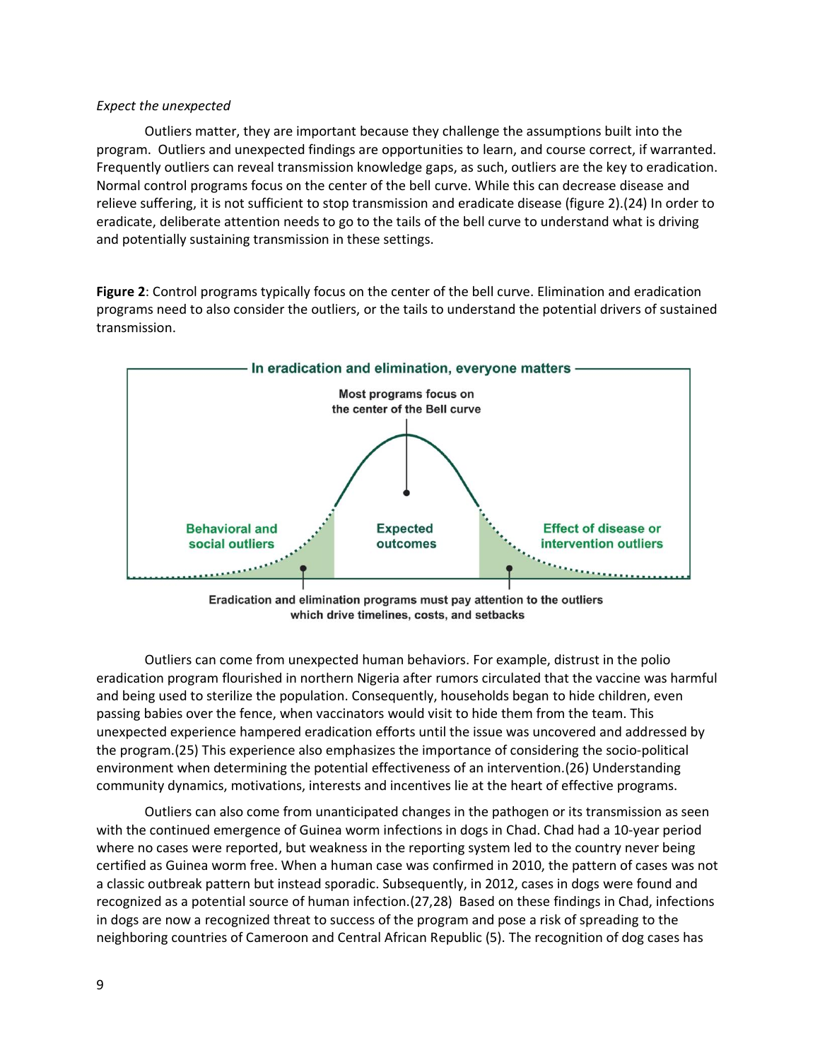*Expect the unexpected*

Outliers matter, they are important because they challenge the assumptions built into the program. Outliers and unexpected findings are opportunities to learn, and course correct, if warranted. Frequently outliers can reveal transmission knowledge gaps, as such, outliers are the key to eradication. Normal control programs focus on the center of the bell curve. While this can decrease disease and relieve suffering, it is not sufficient to stop transmission and eradicate disease (figure 2).(24) In order to eradicate, deliberate attention needs to go to the tails of the bell curve to understand what is driving and potentially sustaining transmission in these settings.

**Figure 2**: Control programs typically focus on the center of the bell curve. Elimination and eradication programs need to also consider the outliers, or the tails to understand the potential drivers of sustained transmission.

In eradication and elimination, everyone matters

Most programs focus on the center of the Bell curve

Behavioral and social outliers

Expected outcomes

Effect of disease or intervention outliers

Eradication and elimination programs must pay attention to the outliers which drive timelines, costs, and setbacks

Outliers can come from unexpected human behaviors. For example, distrust in the polio eradication program flourished in northern Nigeria after rumors circulated that the vaccine was harmful and being used to sterilize the population. Consequently, households began to hide children, even passing babies over the fence, when vaccinators would visit to hide them from the team. This unexpected experience hampered eradication efforts until the issue was uncovered and addressed by the program.(25) This experience also emphasizes the importance of considering the socio-political environment when determining the potential effectiveness of an intervention.(26) Understanding community dynamics, motivations, interests and incentives lie at the heart of effective programs.

Outliers can also come from unanticipated changes in the pathogen or its transmission as seen with the continued emergence of Guinea worm infections in dogs in Chad. Chad had a 10-year period where no cases were reported, but weakness in the reporting system led to the country never being certified as Guinea worm free. When a human case was confirmed in 2010, the pattern of cases was not a classic outbreak pattern but instead sporadic. Subsequently, in 2012, cases in dogs were found and recognized as a potential source of human infection.(27,28) Based on these findings in Chad, infections in dogs are now a recognized threat to success of the program and pose a risk of spreading to the neighboring countries of Cameroon and Central African Republic (5). The recognition of dog cases has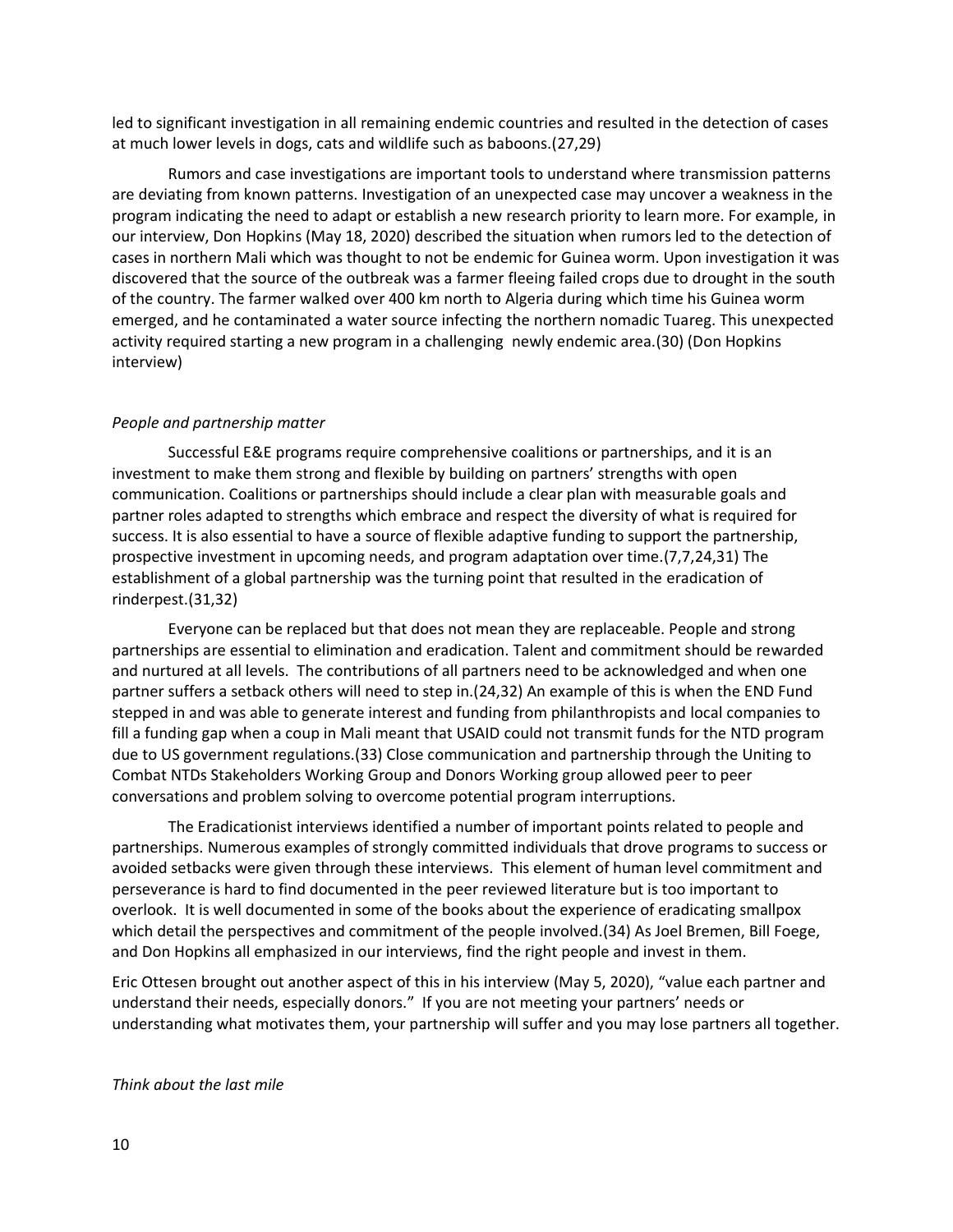led to significant investigation in all remaining endemic countries and resulted in the detection of cases at much lower levels in dogs, cats and wildlife such as baboons.(27,29)

Rumors and case investigations are important tools to understand where transmission patterns are deviating from known patterns. Investigation of an unexpected case may uncover a weakness in the program indicating the need to adapt or establish a new research priority to learn more. For example, in our interview, Don Hopkins (May 18, 2020) described the situation when rumors led to the detection of cases in northern Mali which was thought to not be endemic for Guinea worm. Upon investigation it was discovered that the source of the outbreak was a farmer fleeing failed crops due to drought in the south of the country. The farmer walked over 400 km north to Algeria during which time his Guinea worm emerged, and he contaminated a water source infecting the northern nomadic Tuareg. This unexpected activity required starting a new program in a challenging newly endemic area.(30) (Don Hopkins interview)

*People and partnership matter*

Successful E&E programs require comprehensive coalitions or partnerships, and it is an investment to make them strong and flexible by building on partners' strengths with open communication. Coalitions or partnerships should include a clear plan with measurable goals and partner roles adapted to strengths which embrace and respect the diversity of what is required for success. It is also essential to have a source of flexible adaptive funding to support the partnership, prospective investment in upcoming needs, and program adaptation over time.(7,7,24,31) The establishment of a global partnership was the turning point that resulted in the eradication of rinderpest.(31,32)

Everyone can be replaced but that does not mean they are replaceable. People and strong partnerships are essential to elimination and eradication. Talent and commitment should be rewarded and nurtured at all levels. The contributions of all partners need to be acknowledged and when one partner suffers a setback others will need to step in.(24,32) An example of this is when the END Fund stepped in and was able to generate interest and funding from philanthropists and local companies to fill a funding gap when a coup in Mali meant that USAID could not transmit funds for the NTD program due to US government regulations.(33) Close communication and partnership through the Uniting to Combat NTDs Stakeholders Working Group and Donors Working group allowed peer to peer conversations and problem solving to overcome potential program interruptions.

The Eradicationist interviews identified a number of important points related to people and partnerships. Numerous examples of strongly committed individuals that drove programs to success or avoided setbacks were given through these interviews. This element of human level commitment and perseverance is hard to find documented in the peer reviewed literature but is too important to overlook. It is well documented in some of the books about the experience of eradicating smallpox which detail the perspectives and commitment of the people involved.(34) As Joel Bremen, Bill Foege, and Don Hopkins all emphasized in our interviews, find the right people and invest in them.

Eric Ottesen brought out another aspect of this in his interview (May 5, 2020), "value each partner and understand their needs, especially donors." If you are not meeting your partners' needs or understanding what motivates them, your partnership will suffer and you may lose partners all together.

*Think about the last mile*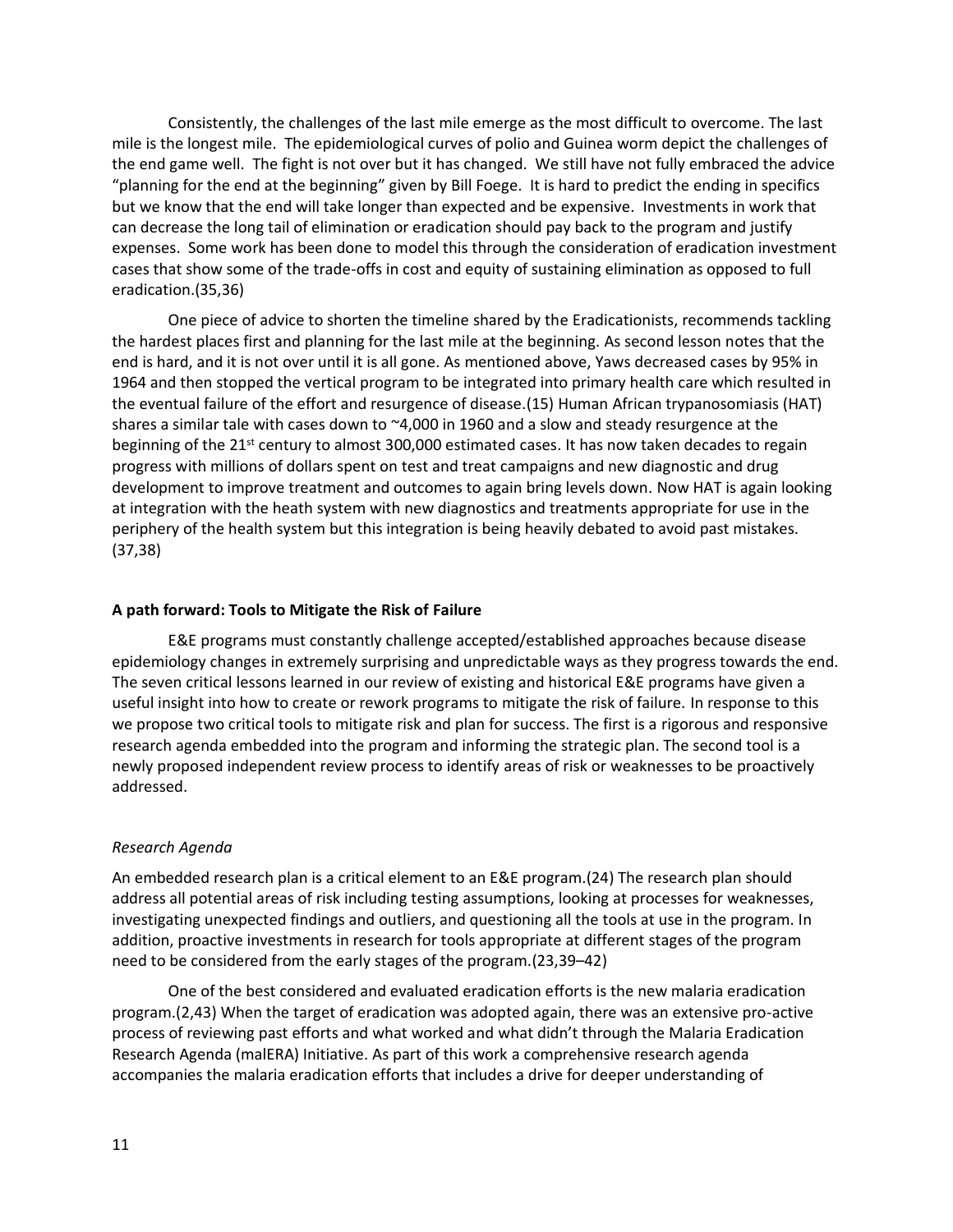Consistently, the challenges of the last mile emerge as the most difficult to overcome. The last mile is the longest mile. The epidemiological curves of polio and Guinea worm depict the challenges of the end game well. The fight is not over but it has changed. We still have not fully embraced the advice "planning for the end at the beginning" given by Bill Foege. It is hard to predict the ending in specifics but we know that the end will take longer than expected and be expensive. Investments in work that can decrease the long tail of elimination or eradication should pay back to the program and justify expenses. Some work has been done to model this through the consideration of eradication investment cases that show some of the trade-offs in cost and equity of sustaining elimination as opposed to full eradication.(35,36)

One piece of advice to shorten the timeline shared by the Eradicationists, recommends tackling the hardest places first and planning for the last mile at the beginning. As second lesson notes that the end is hard, and it is not over until it is all gone. As mentioned above, Yaws decreased cases by 95% in 1964 and then stopped the vertical program to be integrated into primary health care which resulted in the eventual failure of the effort and resurgence of disease.(15) Human African trypanosomiasis (HAT) shares a similar tale with cases down to ~4,000 in 1960 and a slow and steady resurgence at the beginning of the 21st century to almost 300,000 estimated cases. It has now taken decades to regain progress with millions of dollars spent on test and treat campaigns and new diagnostic and drug development to improve treatment and outcomes to again bring levels down. Now HAT is again looking at integration with the heath system with new diagnostics and treatments appropriate for use in the periphery of the health system but this integration is being heavily debated to avoid past mistakes.(37,38)

**A path forward: Tools to Mitigate the Risk of Failure**

E&E programs must constantly challenge accepted/established approaches because disease epidemiology changes in extremely surprising and unpredictable ways as they progress towards the end. The seven critical lessons learned in our review of existing and historical E&E programs have given a useful insight into how to create or rework programs to mitigate the risk of failure. In response to this we propose two critical tools to mitigate risk and plan for success. The first is a rigorous and responsive research agenda embedded into the program and informing the strategic plan. The second tool is a newly proposed independent review process to identify areas of risk or weaknesses to be proactively addressed.

*Research Agenda*

An embedded research plan is a critical element to an E&E program.(24) The research plan should address all potential areas of risk including testing assumptions, looking at processes for weaknesses, investigating unexpected findings and outliers, and questioning all the tools at use in the program. In addition, proactive investments in research for tools appropriate at different stages of the program need to be considered from the early stages of the program.(23,39–42)

One of the best considered and evaluated eradication efforts is the new malaria eradication program.(2,43) When the target of eradication was adopted again, there was an extensive pro-active process of reviewing past efforts and what worked and what didn't through the Malaria Eradication Research Agenda (malERA) Initiative. As part of this work a comprehensive research agenda accompanies the malaria eradication efforts that includes a drive for deeper understanding of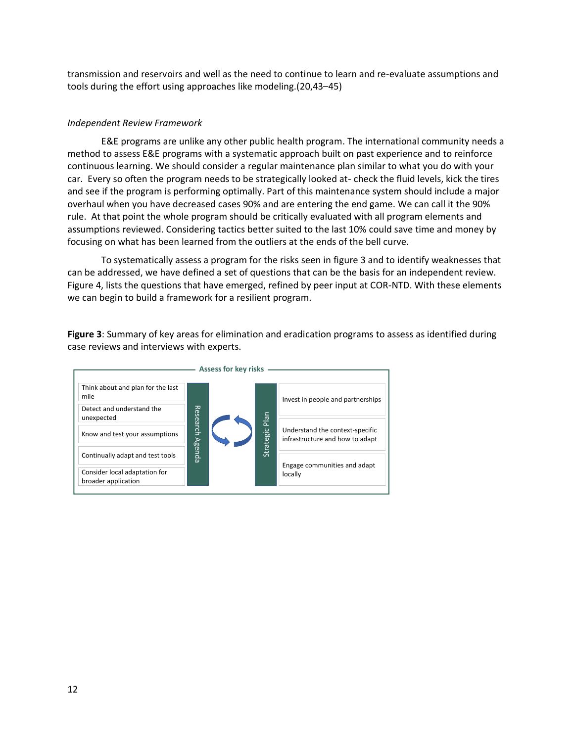transmission and reservoirs and well as the need to continue to learn and re-evaluate assumptions and tools during the effort using approaches like modeling.(20,43–45)

*Independent Review Framework*

E&E programs are unlike any other public health program. The international community needs a method to assess E&E programs with a systematic approach built on past experience and to reinforce continuous learning. We should consider a regular maintenance plan similar to what you do with your car. Every so often the program needs to be strategically looked at- check the fluid levels, kick the tires and see if the program is performing optimally. Part of this maintenance system should include a major overhaul when you have decreased cases 90% and are entering the end game. We can call it the 90% rule. At that point the whole program should be critically evaluated with all program elements and assumptions reviewed. Considering tactics better suited to the last 10% could save time and money by focusing on what has been learned from the outliers at the ends of the bell curve.

To systematically assess a program for the risks seen in figure 3 and to identify weaknesses that can be addressed, we have defined a set of questions that can be the basis for an independent review. Figure 4, lists the questions that have emerged, refined by peer input at COR-NTD. With these elements we can begin to build a framework for a resilient program.

**Figure 3**: Summary of key areas for elimination and eradication programs to assess as identified during case reviews and interviews with experts.

Assess for key risks

| Research Agenda | Strategic Plan |
| --- | --- |
| Think about and plan for the last mile | Invest in people and partnerships |
| Detect and understand the unexpected | Understand the context-specific infrastructure and how to adapt |
| Know and test your assumptions | Engage communities and adapt locally |
| Continually adapt and test tools | |
| Consider local adaptation for broader application | |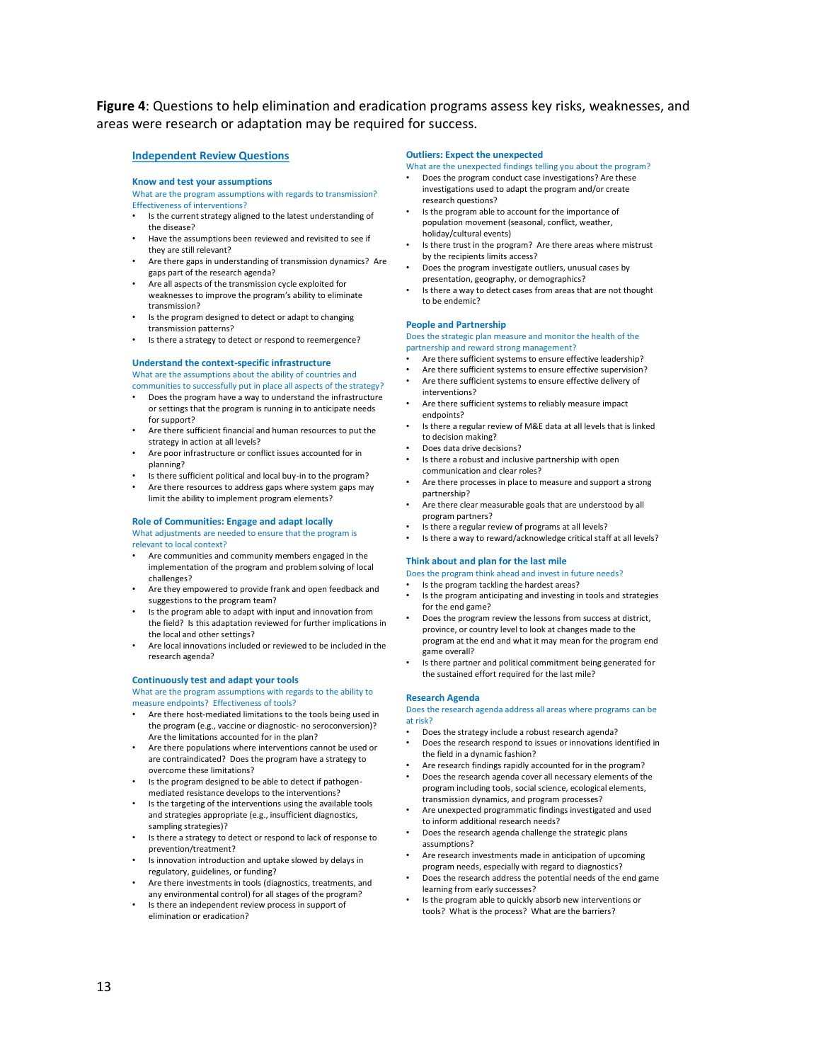**Figure 4**: Questions to help elimination and eradication programs assess key risks, weaknesses, and areas were research or adaptation may be required for success.

## Independent Review Questions

### Know and test your assumptions

What are the program assumptions with regards to transmission? Effectiveness of interventions?

- Is the current strategy aligned to the latest understanding of the disease?
- Have the assumptions been reviewed and revisited to see if they are still relevant?
- Are there gaps in understanding of transmission dynamics? Are gaps part of the research agenda?
- Are all aspects of the transmission cycle exploited for weaknesses to improve the program's ability to eliminate transmission?
- Is the program designed to detect or adapt to changing transmission patterns?
- Is there a strategy to detect or respond to reemergence?

### Understand the context-specific infrastructure

What are the assumptions about the ability of countries and communities to successfully put in place all aspects of the strategy?

- Does the program have a way to understand the infrastructure or settings that the program is running in to anticipate needs for support?
- Are there sufficient financial and human resources to put the strategy in action at all levels?
- Are poor infrastructure or conflict issues accounted for in planning?
- Is there sufficient political and local buy-in to the program?
- Are there resources to address gaps where system gaps may limit the ability to implement program elements?

### Role of Communities: Engage and adapt locally

What adjustments are needed to ensure that the program is relevant to local context?

- Are communities and community members engaged in the implementation of the program and problem solving of local challenges?
- Are they empowered to provide frank and open feedback and suggestions to the program team?
- Is the program able to adapt with input and innovation from the field? Is this adaptation reviewed for further implications in the local and other settings?
- Are local innovations included or reviewed to be included in the research agenda?

### Continuously test and adapt your tools

What are the program assumptions with regards to the ability to measure endpoints? Effectiveness of tools?

- Are there host-mediated limitations to the tools being used in the program (e.g., vaccine or diagnostic- no seroconversion)? Are the limitations accounted for in the plan?
- Are there populations where interventions cannot be used or are contraindicated? Does the program have a strategy to overcome these limitations?
- Is the program designed to be able to detect if pathogen-mediated resistance develops to the interventions?
- Is the targeting of the interventions using the available tools and strategies appropriate (e.g., insufficient diagnostics, sampling strategies)?
- Is there a strategy to detect or respond to lack of response to prevention/treatment?
- Is innovation introduction and uptake slowed by delays in regulatory, guidelines, or funding?
- Are there investments in tools (diagnostics, treatments, and any environmental control) for all stages of the program?
- Is there an independent review process in support of elimination or eradication?

### Outliers: Expect the unexpected

What are the unexpected findings telling you about the program?

- Does the program conduct case investigations? Are these investigations used to adapt the program and/or create research questions?
- Is the program able to account for the importance of population movement (seasonal, conflict, weather, holiday/cultural events)
- Is there trust in the program? Are there areas where mistrust by the recipients limits access?
- Does the program investigate outliers, unusual cases by presentation, geography, or demographics?
- Is there a way to detect cases from areas that are not thought to be endemic?

### People and Partnership

Does the strategic plan measure and monitor the health of the partnership and reward strong management?

- Are there sufficient systems to ensure effective leadership?
- Are there sufficient systems to ensure effective supervision?
- Are there sufficient systems to ensure effective delivery of interventions?
- Are there sufficient systems to reliably measure impact endpoints?
- Is there a regular review of M&E data at all levels that is linked to decision making?
- Does data drive decisions?
- Is there a robust and inclusive partnership with open communication and clear roles?
- Are there processes in place to measure and support a strong partnership?
- Are there clear measurable goals that are understood by all program partners?
- Is there a regular review of programs at all levels?
- Is there a way to reward/acknowledge critical staff at all levels?

### Think about and plan for the last mile

Does the program think ahead and invest in future needs?

- Is the program tackling the hardest areas?
- Is the program anticipating and investing in tools and strategies for the end game?
- Does the program review the lessons from success at district, province, or country level to look at changes made to the program at the end and what it may mean for the program end game overall?
- Is there partner and political commitment being generated for the sustained effort required for the last mile?

### Research Agenda

Does the research agenda address all areas where programs can be at risk?

- Does the strategy include a robust research agenda?
- Does the research respond to issues or innovations identified in the field in a dynamic fashion?
- Are research findings rapidly accounted for in the program?
- Does the research agenda cover all necessary elements of the program including tools, social science, ecological elements, transmission dynamics, and program processes?
- Are unexpected programmatic findings investigated and used to inform additional research needs?
- Does the research agenda challenge the strategic plans assumptions?
- Are research investments made in anticipation of upcoming program needs, especially with regard to diagnostics?
- Does the research address the potential needs of the end game learning from early successes?
- Is the program able to quickly absorb new interventions or tools? What is the process? What are the barriers?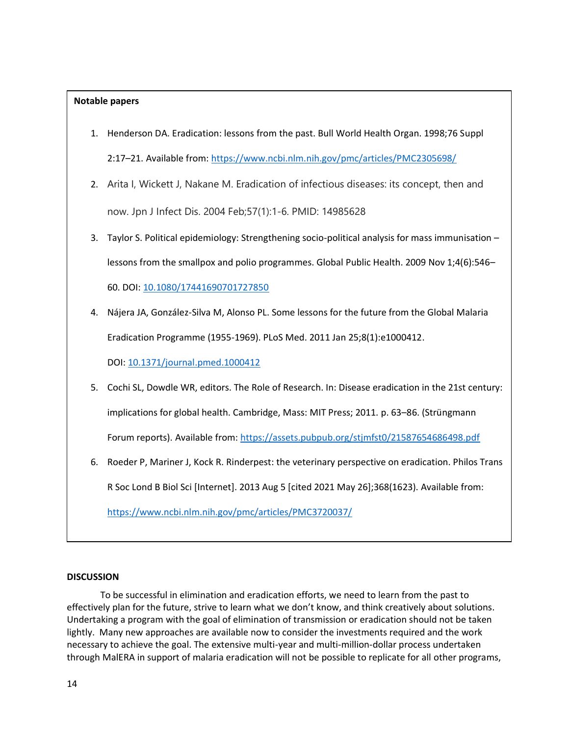**Notable papers**

1. Henderson DA. Eradication: lessons from the past. Bull World Health Organ. 1998;76 Suppl 2:17–21. Available from: https://www.ncbi.nlm.nih.gov/pmc/articles/PMC2305698/
2. Arita I, Wickett J, Nakane M. Eradication of infectious diseases: its concept, then and now. Jpn J Infect Dis. 2004 Feb;57(1):1-6. PMID: 14985628
3. Taylor S. Political epidemiology: Strengthening socio-political analysis for mass immunisation – lessons from the smallpox and polio programmes. Global Public Health. 2009 Nov 1;4(6):546–60. DOI: 10.1080/17441690701727850
4. Nájera JA, González-Silva M, Alonso PL. Some lessons for the future from the Global Malaria Eradication Programme (1955-1969). PLoS Med. 2011 Jan 25;8(1):e1000412. DOI: 10.1371/journal.pmed.1000412
5. Cochi SL, Dowdle WR, editors. The Role of Research. In: Disease eradication in the 21st century: implications for global health. Cambridge, Mass: MIT Press; 2011. p. 63–86. (Strüngmann Forum reports). Available from: https://assets.pubpub.org/stjmfst0/21587654686498.pdf
6. Roeder P, Mariner J, Kock R. Rinderpest: the veterinary perspective on eradication. Philos Trans R Soc Lond B Biol Sci [Internet]. 2013 Aug 5 [cited 2021 May 26];368(1623). Available from: https://www.ncbi.nlm.nih.gov/pmc/articles/PMC3720037/

## DISCUSSION

To be successful in elimination and eradication efforts, we need to learn from the past to effectively plan for the future, strive to learn what we don't know, and think creatively about solutions. Undertaking a program with the goal of elimination of transmission or eradication should not be taken lightly. Many new approaches are available now to consider the investments required and the work necessary to achieve the goal. The extensive multi-year and multi-million-dollar process undertaken through MalERA in support of malaria eradication will not be possible to replicate for all other programs,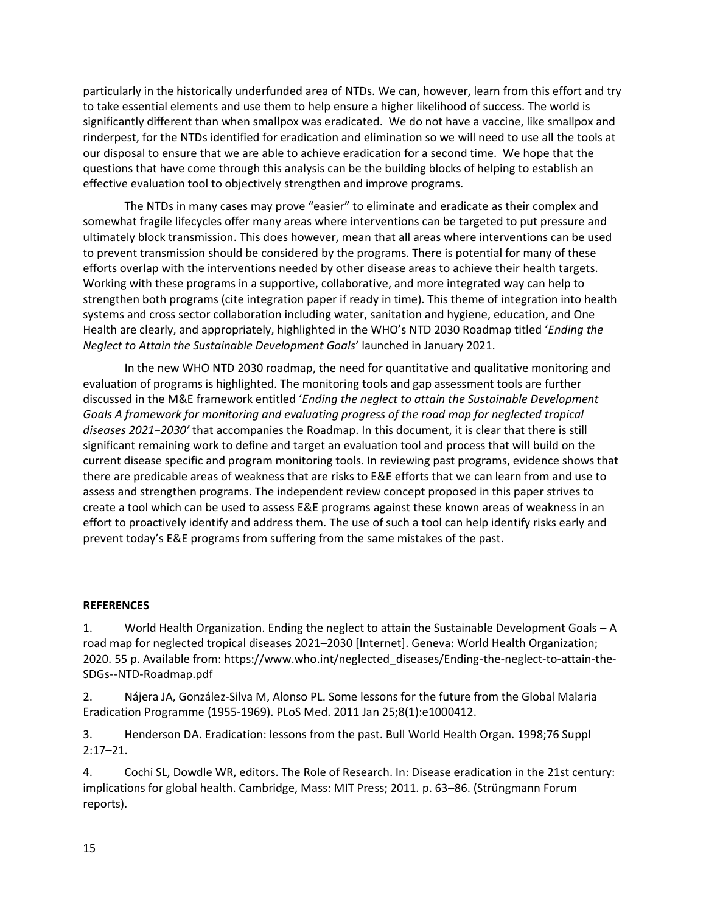particularly in the historically underfunded area of NTDs. We can, however, learn from this effort and try to take essential elements and use them to help ensure a higher likelihood of success. The world is significantly different than when smallpox was eradicated. We do not have a vaccine, like smallpox and rinderpest, for the NTDs identified for eradication and elimination so we will need to use all the tools at our disposal to ensure that we are able to achieve eradication for a second time. We hope that the questions that have come through this analysis can be the building blocks of helping to establish an effective evaluation tool to objectively strengthen and improve programs.

The NTDs in many cases may prove "easier" to eliminate and eradicate as their complex and somewhat fragile lifecycles offer many areas where interventions can be targeted to put pressure and ultimately block transmission. This does however, mean that all areas where interventions can be used to prevent transmission should be considered by the programs. There is potential for many of these efforts overlap with the interventions needed by other disease areas to achieve their health targets. Working with these programs in a supportive, collaborative, and more integrated way can help to strengthen both programs (cite integration paper if ready in time). This theme of integration into health systems and cross sector collaboration including water, sanitation and hygiene, education, and One Health are clearly, and appropriately, highlighted in the WHO's NTD 2030 Roadmap titled '*Ending the Neglect to Attain the Sustainable Development Goals*' launched in January 2021.

In the new WHO NTD 2030 roadmap, the need for quantitative and qualitative monitoring and evaluation of programs is highlighted. The monitoring tools and gap assessment tools are further discussed in the M&E framework entitled '*Ending the neglect to attain the Sustainable Development Goals A framework for monitoring and evaluating progress of the road map for neglected tropical diseases 2021−2030'* that accompanies the Roadmap. In this document, it is clear that there is still significant remaining work to define and target an evaluation tool and process that will build on the current disease specific and program monitoring tools. In reviewing past programs, evidence shows that there are predicable areas of weakness that are risks to E&E efforts that we can learn from and use to assess and strengthen programs. The independent review concept proposed in this paper strives to create a tool which can be used to assess E&E programs against these known areas of weakness in an effort to proactively identify and address them. The use of such a tool can help identify risks early and prevent today's E&E programs from suffering from the same mistakes of the past.

**REFERENCES**

1. World Health Organization. Ending the neglect to attain the Sustainable Development Goals – A road map for neglected tropical diseases 2021–2030 [Internet]. Geneva: World Health Organization; 2020. 55 p. Available from: https://www.who.int/neglected_diseases/Ending-the-neglect-to-attain-the-SDGs--NTD-Roadmap.pdf

2. Nájera JA, González-Silva M, Alonso PL. Some lessons for the future from the Global Malaria Eradication Programme (1955-1969). PLoS Med. 2011 Jan 25;8(1):e1000412.

3. Henderson DA. Eradication: lessons from the past. Bull World Health Organ. 1998;76 Suppl 2:17–21.

4. Cochi SL, Dowdle WR, editors. The Role of Research. In: Disease eradication in the 21st century: implications for global health. Cambridge, Mass: MIT Press; 2011. p. 63–86. (Strüngmann Forum reports).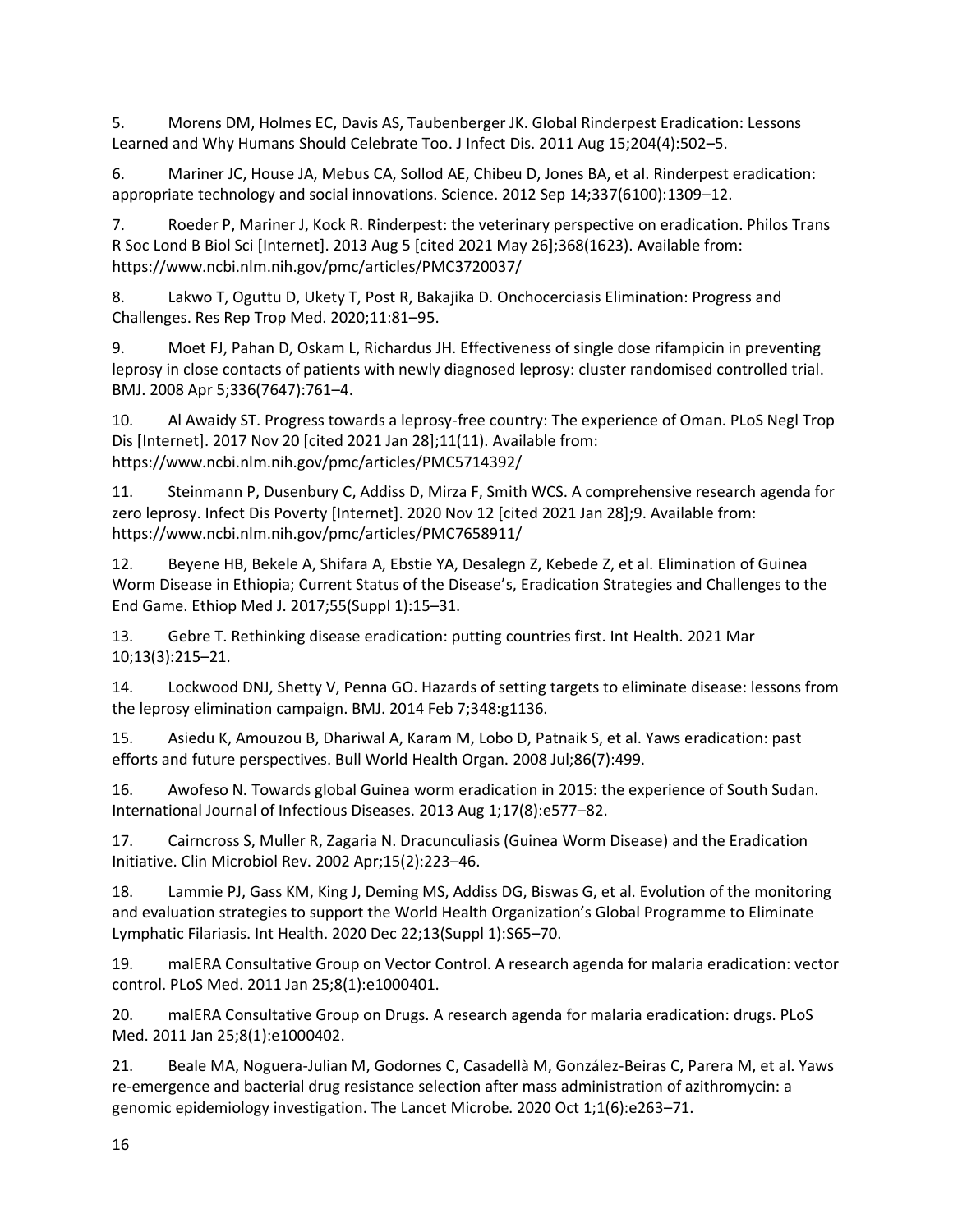5. Morens DM, Holmes EC, Davis AS, Taubenberger JK. Global Rinderpest Eradication: Lessons Learned and Why Humans Should Celebrate Too. J Infect Dis. 2011 Aug 15;204(4):502–5.

6. Mariner JC, House JA, Mebus CA, Sollod AE, Chibeu D, Jones BA, et al. Rinderpest eradication: appropriate technology and social innovations. Science. 2012 Sep 14;337(6100):1309–12.

7. Roeder P, Mariner J, Kock R. Rinderpest: the veterinary perspective on eradication. Philos Trans R Soc Lond B Biol Sci [Internet]. 2013 Aug 5 [cited 2021 May 26];368(1623). Available from: https://www.ncbi.nlm.nih.gov/pmc/articles/PMC3720037/

8. Lakwo T, Oguttu D, Ukety T, Post R, Bakajika D. Onchocerciasis Elimination: Progress and Challenges. Res Rep Trop Med. 2020;11:81–95.

9. Moet FJ, Pahan D, Oskam L, Richardus JH. Effectiveness of single dose rifampicin in preventing leprosy in close contacts of patients with newly diagnosed leprosy: cluster randomised controlled trial. BMJ. 2008 Apr 5;336(7647):761–4.

10. Al Awaidy ST. Progress towards a leprosy-free country: The experience of Oman. PLoS Negl Trop Dis [Internet]. 2017 Nov 20 [cited 2021 Jan 28];11(11). Available from: https://www.ncbi.nlm.nih.gov/pmc/articles/PMC5714392/

11. Steinmann P, Dusenbury C, Addiss D, Mirza F, Smith WCS. A comprehensive research agenda for zero leprosy. Infect Dis Poverty [Internet]. 2020 Nov 12 [cited 2021 Jan 28];9. Available from: https://www.ncbi.nlm.nih.gov/pmc/articles/PMC7658911/

12. Beyene HB, Bekele A, Shifara A, Ebstie YA, Desalegn Z, Kebede Z, et al. Elimination of Guinea Worm Disease in Ethiopia; Current Status of the Disease's, Eradication Strategies and Challenges to the End Game. Ethiop Med J. 2017;55(Suppl 1):15–31.

13. Gebre T. Rethinking disease eradication: putting countries first. Int Health. 2021 Mar 10;13(3):215–21.

14. Lockwood DNJ, Shetty V, Penna GO. Hazards of setting targets to eliminate disease: lessons from the leprosy elimination campaign. BMJ. 2014 Feb 7;348:g1136.

15. Asiedu K, Amouzou B, Dhariwal A, Karam M, Lobo D, Patnaik S, et al. Yaws eradication: past efforts and future perspectives. Bull World Health Organ. 2008 Jul;86(7):499.

16. Awofeso N. Towards global Guinea worm eradication in 2015: the experience of South Sudan. International Journal of Infectious Diseases. 2013 Aug 1;17(8):e577–82.

17. Cairncross S, Muller R, Zagaria N. Dracunculiasis (Guinea Worm Disease) and the Eradication Initiative. Clin Microbiol Rev. 2002 Apr;15(2):223–46.

18. Lammie PJ, Gass KM, King J, Deming MS, Addiss DG, Biswas G, et al. Evolution of the monitoring and evaluation strategies to support the World Health Organization's Global Programme to Eliminate Lymphatic Filariasis. Int Health. 2020 Dec 22;13(Suppl 1):S65–70.

19. malERA Consultative Group on Vector Control. A research agenda for malaria eradication: vector control. PLoS Med. 2011 Jan 25;8(1):e1000401.

20. malERA Consultative Group on Drugs. A research agenda for malaria eradication: drugs. PLoS Med. 2011 Jan 25;8(1):e1000402.

21. Beale MA, Noguera-Julian M, Godornes C, Casadellà M, González-Beiras C, Parera M, et al. Yaws re-emergence and bacterial drug resistance selection after mass administration of azithromycin: a genomic epidemiology investigation. The Lancet Microbe. 2020 Oct 1;1(6):e263–71.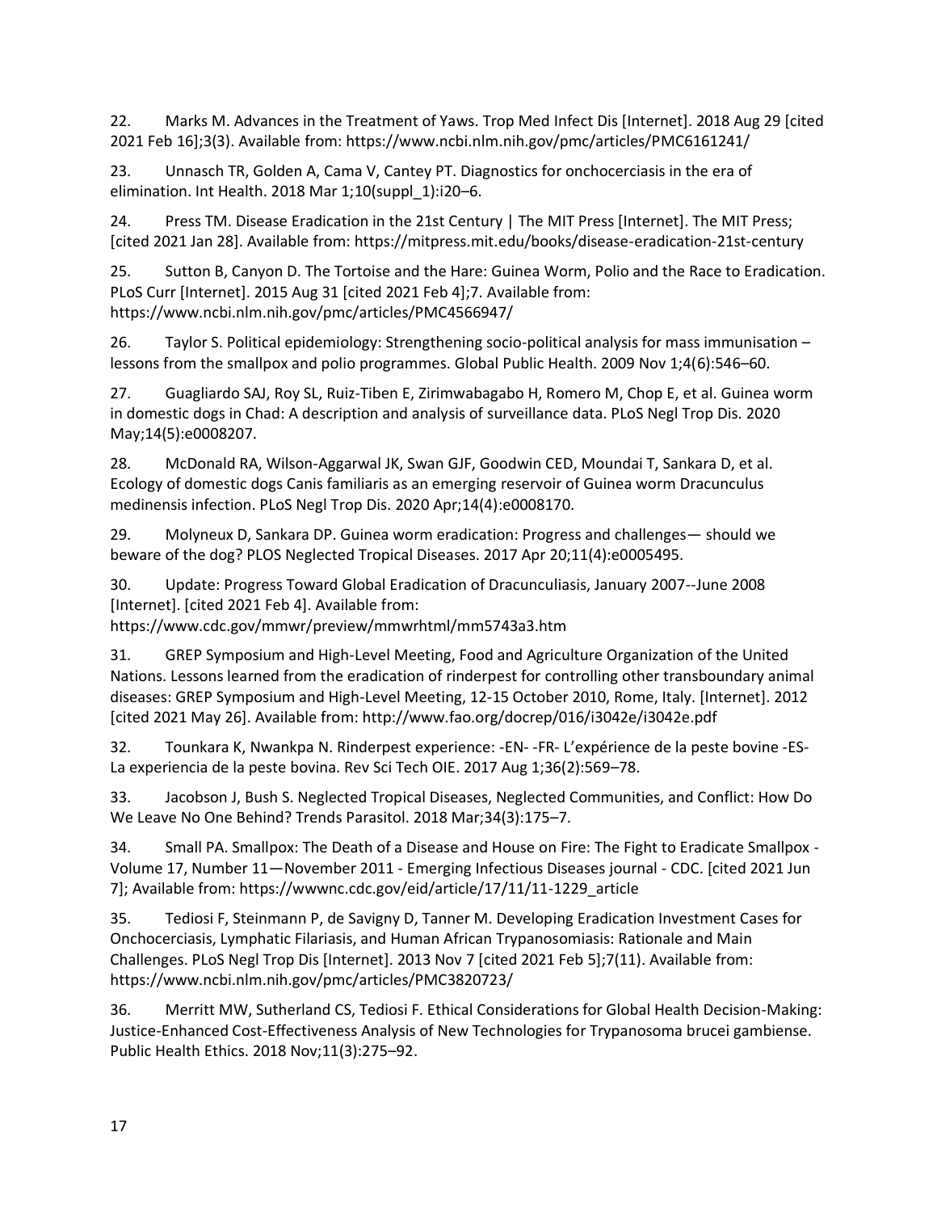22. Marks M. Advances in the Treatment of Yaws. Trop Med Infect Dis [Internet]. 2018 Aug 29 [cited 2021 Feb 16];3(3). Available from: https://www.ncbi.nlm.nih.gov/pmc/articles/PMC6161241/

23. Unnasch TR, Golden A, Cama V, Cantey PT. Diagnostics for onchocerciasis in the era of elimination. Int Health. 2018 Mar 1;10(suppl_1):i20–6.

24. Press TM. Disease Eradication in the 21st Century | The MIT Press [Internet]. The MIT Press; [cited 2021 Jan 28]. Available from: https://mitpress.mit.edu/books/disease-eradication-21st-century

25. Sutton B, Canyon D. The Tortoise and the Hare: Guinea Worm, Polio and the Race to Eradication. PLoS Curr [Internet]. 2015 Aug 31 [cited 2021 Feb 4];7. Available from: https://www.ncbi.nlm.nih.gov/pmc/articles/PMC4566947/

26. Taylor S. Political epidemiology: Strengthening socio-political analysis for mass immunisation – lessons from the smallpox and polio programmes. Global Public Health. 2009 Nov 1;4(6):546–60.

27. Guagliardo SAJ, Roy SL, Ruiz-Tiben E, Zirimwabagabo H, Romero M, Chop E, et al. Guinea worm in domestic dogs in Chad: A description and analysis of surveillance data. PLoS Negl Trop Dis. 2020 May;14(5):e0008207.

28. McDonald RA, Wilson-Aggarwal JK, Swan GJF, Goodwin CED, Moundai T, Sankara D, et al. Ecology of domestic dogs Canis familiaris as an emerging reservoir of Guinea worm Dracunculus medinensis infection. PLoS Negl Trop Dis. 2020 Apr;14(4):e0008170.

29. Molyneux D, Sankara DP. Guinea worm eradication: Progress and challenges— should we beware of the dog? PLOS Neglected Tropical Diseases. 2017 Apr 20;11(4):e0005495.

30. Update: Progress Toward Global Eradication of Dracunculiasis, January 2007--June 2008 [Internet]. [cited 2021 Feb 4]. Available from: https://www.cdc.gov/mmwr/preview/mmwrhtml/mm5743a3.htm

31. GREP Symposium and High-Level Meeting, Food and Agriculture Organization of the United Nations. Lessons learned from the eradication of rinderpest for controlling other transboundary animal diseases: GREP Symposium and High-Level Meeting, 12-15 October 2010, Rome, Italy. [Internet]. 2012 [cited 2021 May 26]. Available from: http://www.fao.org/docrep/016/i3042e/i3042e.pdf

32. Tounkara K, Nwankpa N. Rinderpest experience: -EN- -FR- L'expérience de la peste bovine -ES- La experiencia de la peste bovina. Rev Sci Tech OIE. 2017 Aug 1;36(2):569–78.

33. Jacobson J, Bush S. Neglected Tropical Diseases, Neglected Communities, and Conflict: How Do We Leave No One Behind? Trends Parasitol. 2018 Mar;34(3):175–7.

34. Small PA. Smallpox: The Death of a Disease and House on Fire: The Fight to Eradicate Smallpox - Volume 17, Number 11—November 2011 - Emerging Infectious Diseases journal - CDC. [cited 2021 Jun 7]; Available from: https://wwwnc.cdc.gov/eid/article/17/11/11-1229_article

35. Tediosi F, Steinmann P, de Savigny D, Tanner M. Developing Eradication Investment Cases for Onchocerciasis, Lymphatic Filariasis, and Human African Trypanosomiasis: Rationale and Main Challenges. PLoS Negl Trop Dis [Internet]. 2013 Nov 7 [cited 2021 Feb 5];7(11). Available from: https://www.ncbi.nlm.nih.gov/pmc/articles/PMC3820723/

36. Merritt MW, Sutherland CS, Tediosi F. Ethical Considerations for Global Health Decision-Making: Justice-Enhanced Cost-Effectiveness Analysis of New Technologies for Trypanosoma brucei gambiense. Public Health Ethics. 2018 Nov;11(3):275–92.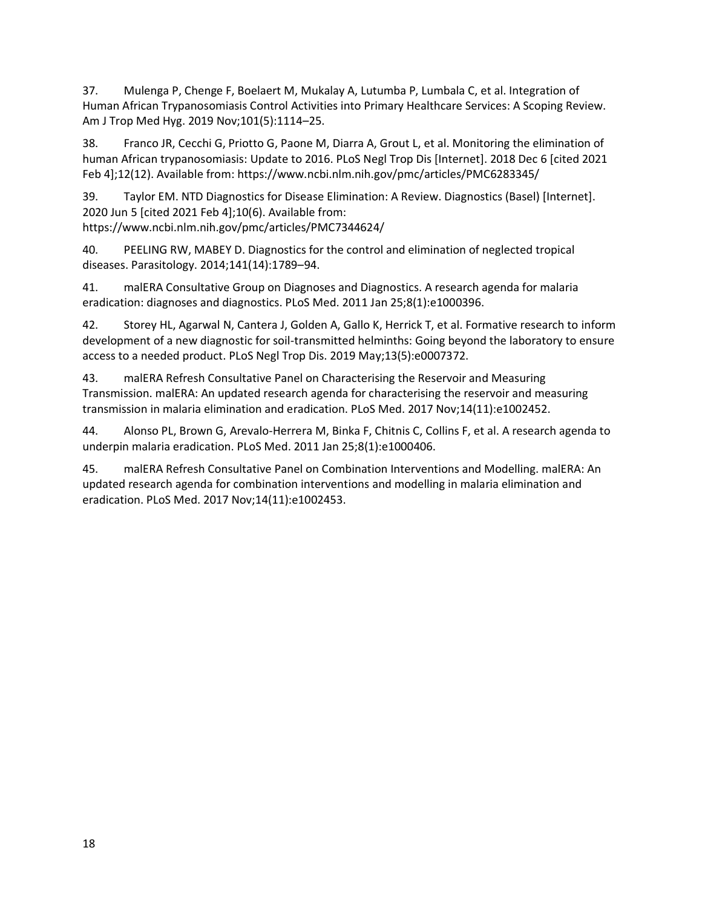37. Mulenga P, Chenge F, Boelaert M, Mukalay A, Lutumba P, Lumbala C, et al. Integration of Human African Trypanosomiasis Control Activities into Primary Healthcare Services: A Scoping Review. Am J Trop Med Hyg. 2019 Nov;101(5):1114–25.

38. Franco JR, Cecchi G, Priotto G, Paone M, Diarra A, Grout L, et al. Monitoring the elimination of human African trypanosomiasis: Update to 2016. PLoS Negl Trop Dis [Internet]. 2018 Dec 6 [cited 2021 Feb 4];12(12). Available from: https://www.ncbi.nlm.nih.gov/pmc/articles/PMC6283345/

39. Taylor EM. NTD Diagnostics for Disease Elimination: A Review. Diagnostics (Basel) [Internet]. 2020 Jun 5 [cited 2021 Feb 4];10(6). Available from: https://www.ncbi.nlm.nih.gov/pmc/articles/PMC7344624/

40. PEELING RW, MABEY D. Diagnostics for the control and elimination of neglected tropical diseases. Parasitology. 2014;141(14):1789–94.

41. malERA Consultative Group on Diagnoses and Diagnostics. A research agenda for malaria eradication: diagnoses and diagnostics. PLoS Med. 2011 Jan 25;8(1):e1000396.

42. Storey HL, Agarwal N, Cantera J, Golden A, Gallo K, Herrick T, et al. Formative research to inform development of a new diagnostic for soil-transmitted helminths: Going beyond the laboratory to ensure access to a needed product. PLoS Negl Trop Dis. 2019 May;13(5):e0007372.

43. malERA Refresh Consultative Panel on Characterising the Reservoir and Measuring Transmission. malERA: An updated research agenda for characterising the reservoir and measuring transmission in malaria elimination and eradication. PLoS Med. 2017 Nov;14(11):e1002452.

44. Alonso PL, Brown G, Arevalo-Herrera M, Binka F, Chitnis C, Collins F, et al. A research agenda to underpin malaria eradication. PLoS Med. 2011 Jan 25;8(1):e1000406.

45. malERA Refresh Consultative Panel on Combination Interventions and Modelling. malERA: An updated research agenda for combination interventions and modelling in malaria elimination and eradication. PLoS Med. 2017 Nov;14(11):e1002453.